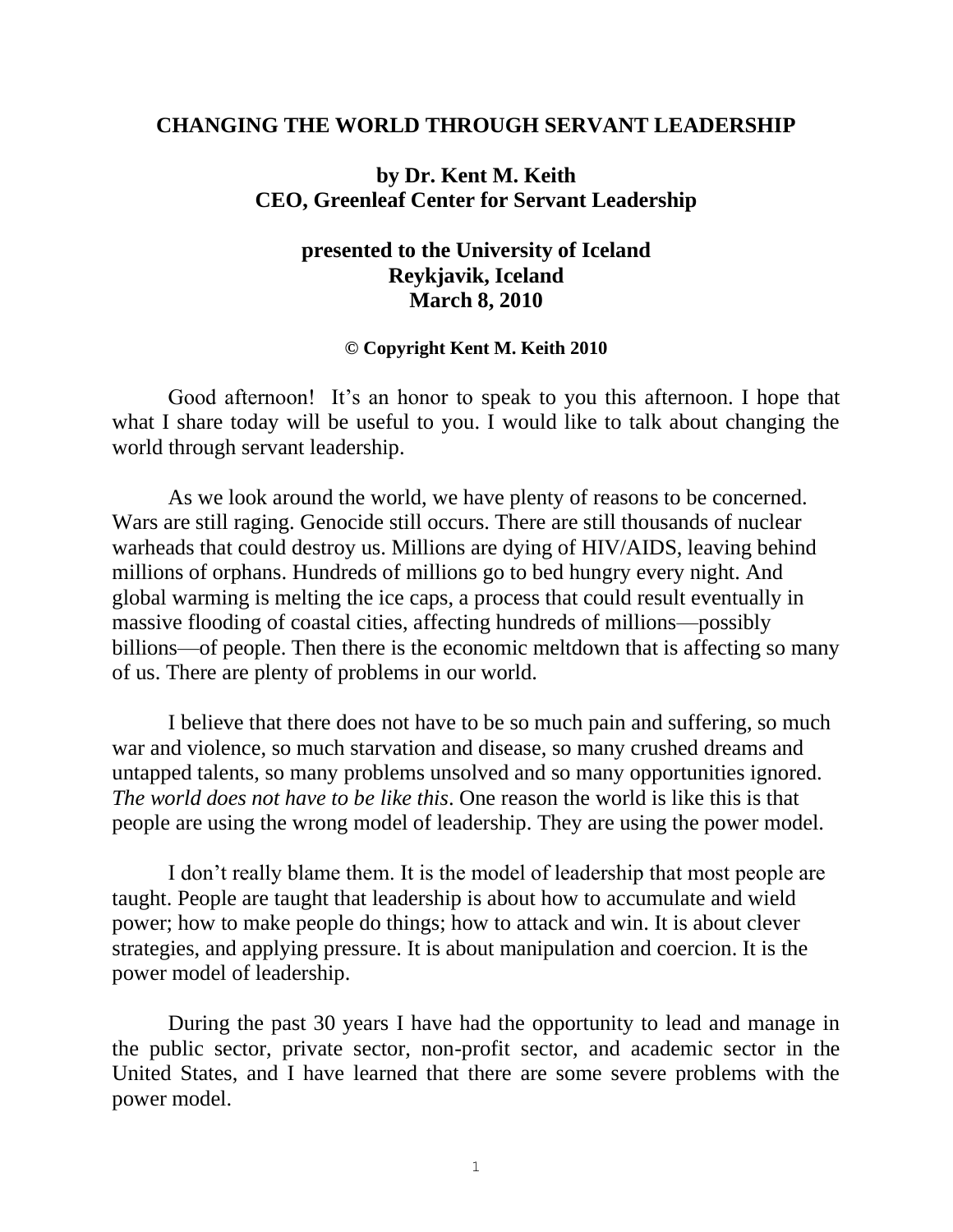# CHANGING THE WORLD THROUGH SERVANT LEADERSHIP

**by Dr. Kent M. Keith**
**CEO, Greenleaf Center for Servant Leadership**

**presented to the University of Iceland**
**Reykjavik, Iceland**
**March 8, 2010**

**© Copyright Kent M. Keith 2010**

Good afternoon! It's an honor to speak to you this afternoon. I hope that what I share today will be useful to you. I would like to talk about changing the world through servant leadership.

As we look around the world, we have plenty of reasons to be concerned. Wars are still raging. Genocide still occurs. There are still thousands of nuclear warheads that could destroy us. Millions are dying of HIV/AIDS, leaving behind millions of orphans. Hundreds of millions go to bed hungry every night. And global warming is melting the ice caps, a process that could result eventually in massive flooding of coastal cities, affecting hundreds of millions—possibly billions—of people. Then there is the economic meltdown that is affecting so many of us. There are plenty of problems in our world.

I believe that there does not have to be so much pain and suffering, so much war and violence, so much starvation and disease, so many crushed dreams and untapped talents, so many problems unsolved and so many opportunities ignored. *The world does not have to be like this*. One reason the world is like this is that people are using the wrong model of leadership. They are using the power model.

I don't really blame them. It is the model of leadership that most people are taught. People are taught that leadership is about how to accumulate and wield power; how to make people do things; how to attack and win. It is about clever strategies, and applying pressure. It is about manipulation and coercion. It is the power model of leadership.

During the past 30 years I have had the opportunity to lead and manage in the public sector, private sector, non-profit sector, and academic sector in the United States, and I have learned that there are some severe problems with the power model.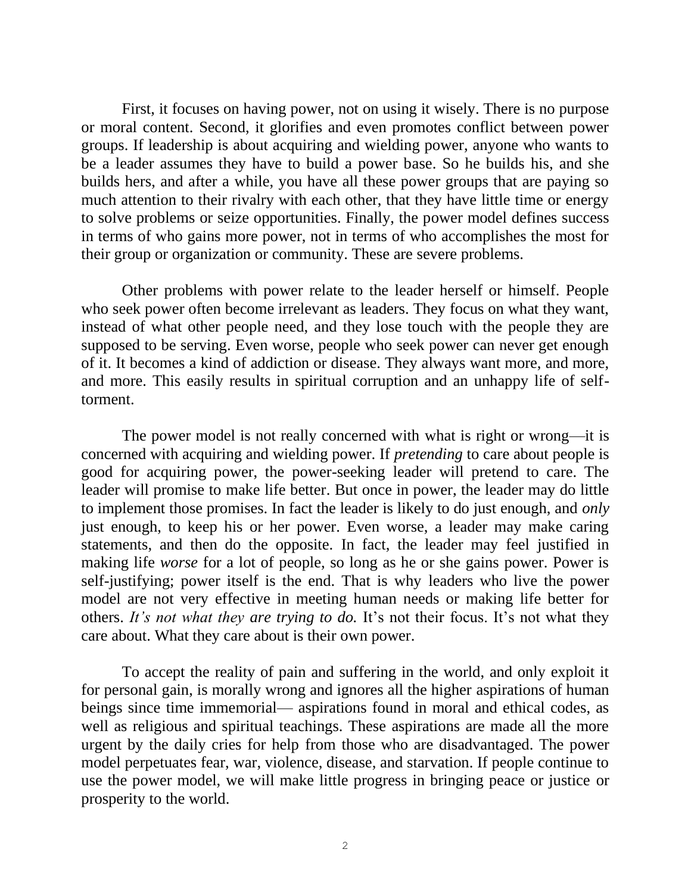First, it focuses on having power, not on using it wisely. There is no purpose or moral content. Second, it glorifies and even promotes conflict between power groups. If leadership is about acquiring and wielding power, anyone who wants to be a leader assumes they have to build a power base. So he builds his, and she builds hers, and after a while, you have all these power groups that are paying so much attention to their rivalry with each other, that they have little time or energy to solve problems or seize opportunities. Finally, the power model defines success in terms of who gains more power, not in terms of who accomplishes the most for their group or organization or community. These are severe problems.

Other problems with power relate to the leader herself or himself. People who seek power often become irrelevant as leaders. They focus on what they want, instead of what other people need, and they lose touch with the people they are supposed to be serving. Even worse, people who seek power can never get enough of it. It becomes a kind of addiction or disease. They always want more, and more, and more. This easily results in spiritual corruption and an unhappy life of self-torment.

The power model is not really concerned with what is right or wrong—it is concerned with acquiring and wielding power. If *pretending* to care about people is good for acquiring power, the power-seeking leader will pretend to care. The leader will promise to make life better. But once in power, the leader may do little to implement those promises. In fact the leader is likely to do just enough, and *only* just enough, to keep his or her power. Even worse, a leader may make caring statements, and then do the opposite. In fact, the leader may feel justified in making life *worse* for a lot of people, so long as he or she gains power. Power is self-justifying; power itself is the end. That is why leaders who live the power model are not very effective in meeting human needs or making life better for others. *It's not what they are trying to do.* It's not their focus. It's not what they care about. What they care about is their own power.

To accept the reality of pain and suffering in the world, and only exploit it for personal gain, is morally wrong and ignores all the higher aspirations of human beings since time immemorial— aspirations found in moral and ethical codes, as well as religious and spiritual teachings. These aspirations are made all the more urgent by the daily cries for help from those who are disadvantaged. The power model perpetuates fear, war, violence, disease, and starvation. If people continue to use the power model, we will make little progress in bringing peace or justice or prosperity to the world.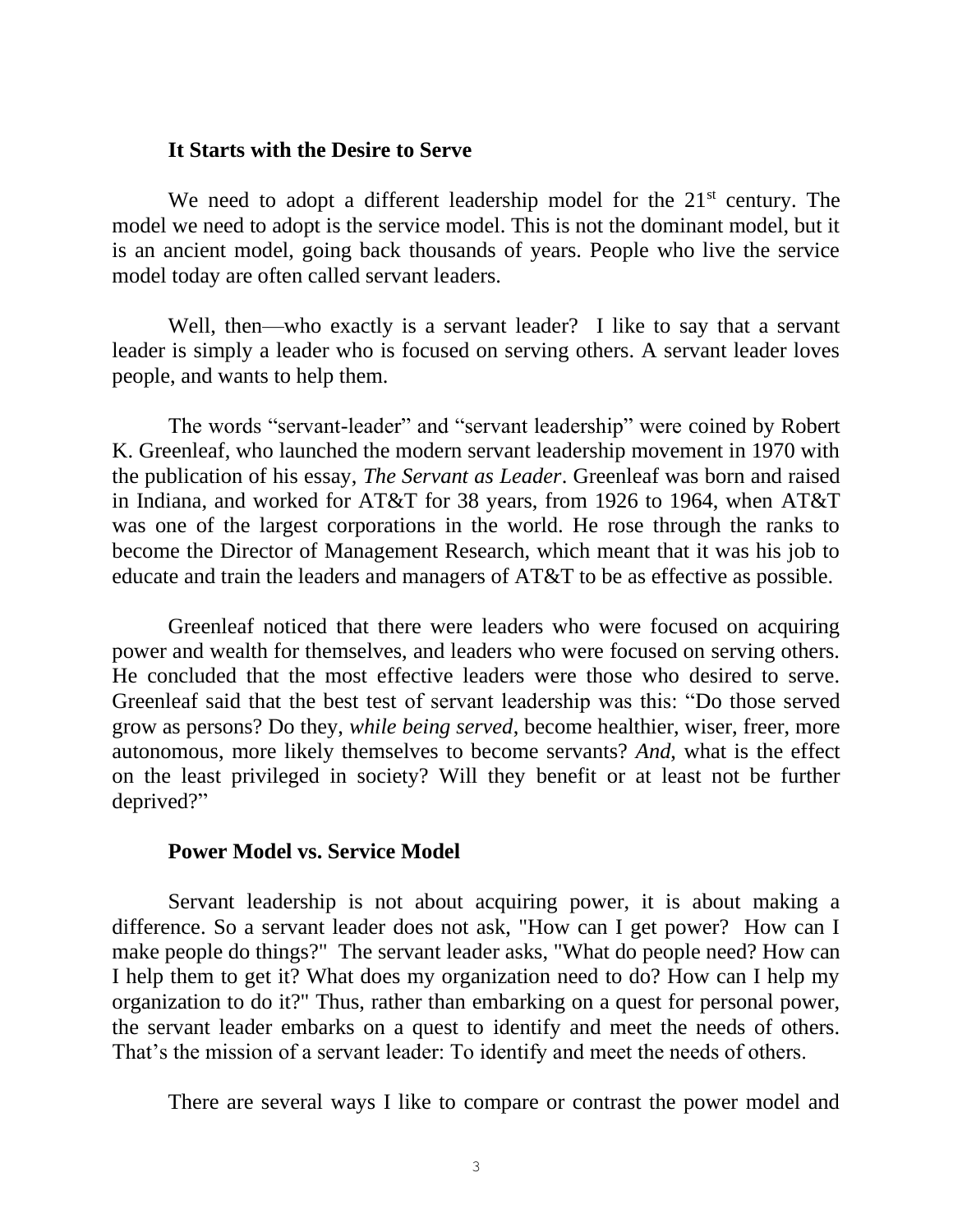## It Starts with the Desire to Serve

We need to adopt a different leadership model for the 21st century. The model we need to adopt is the service model. This is not the dominant model, but it is an ancient model, going back thousands of years. People who live the service model today are often called servant leaders.

Well, then—who exactly is a servant leader? I like to say that a servant leader is simply a leader who is focused on serving others. A servant leader loves people, and wants to help them.

The words "servant-leader" and "servant leadership" were coined by Robert K. Greenleaf, who launched the modern servant leadership movement in 1970 with the publication of his essay, *The Servant as Leader*. Greenleaf was born and raised in Indiana, and worked for AT&T for 38 years, from 1926 to 1964, when AT&T was one of the largest corporations in the world. He rose through the ranks to become the Director of Management Research, which meant that it was his job to educate and train the leaders and managers of AT&T to be as effective as possible.

Greenleaf noticed that there were leaders who were focused on acquiring power and wealth for themselves, and leaders who were focused on serving others. He concluded that the most effective leaders were those who desired to serve. Greenleaf said that the best test of servant leadership was this: "Do those served grow as persons? Do they, *while being served*, become healthier, wiser, freer, more autonomous, more likely themselves to become servants? *And*, what is the effect on the least privileged in society? Will they benefit or at least not be further deprived?"

## Power Model vs. Service Model

Servant leadership is not about acquiring power, it is about making a difference. So a servant leader does not ask, "How can I get power? How can I make people do things?" The servant leader asks, "What do people need? How can I help them to get it? What does my organization need to do? How can I help my organization to do it?" Thus, rather than embarking on a quest for personal power, the servant leader embarks on a quest to identify and meet the needs of others. That's the mission of a servant leader: To identify and meet the needs of others.

There are several ways I like to compare or contrast the power model and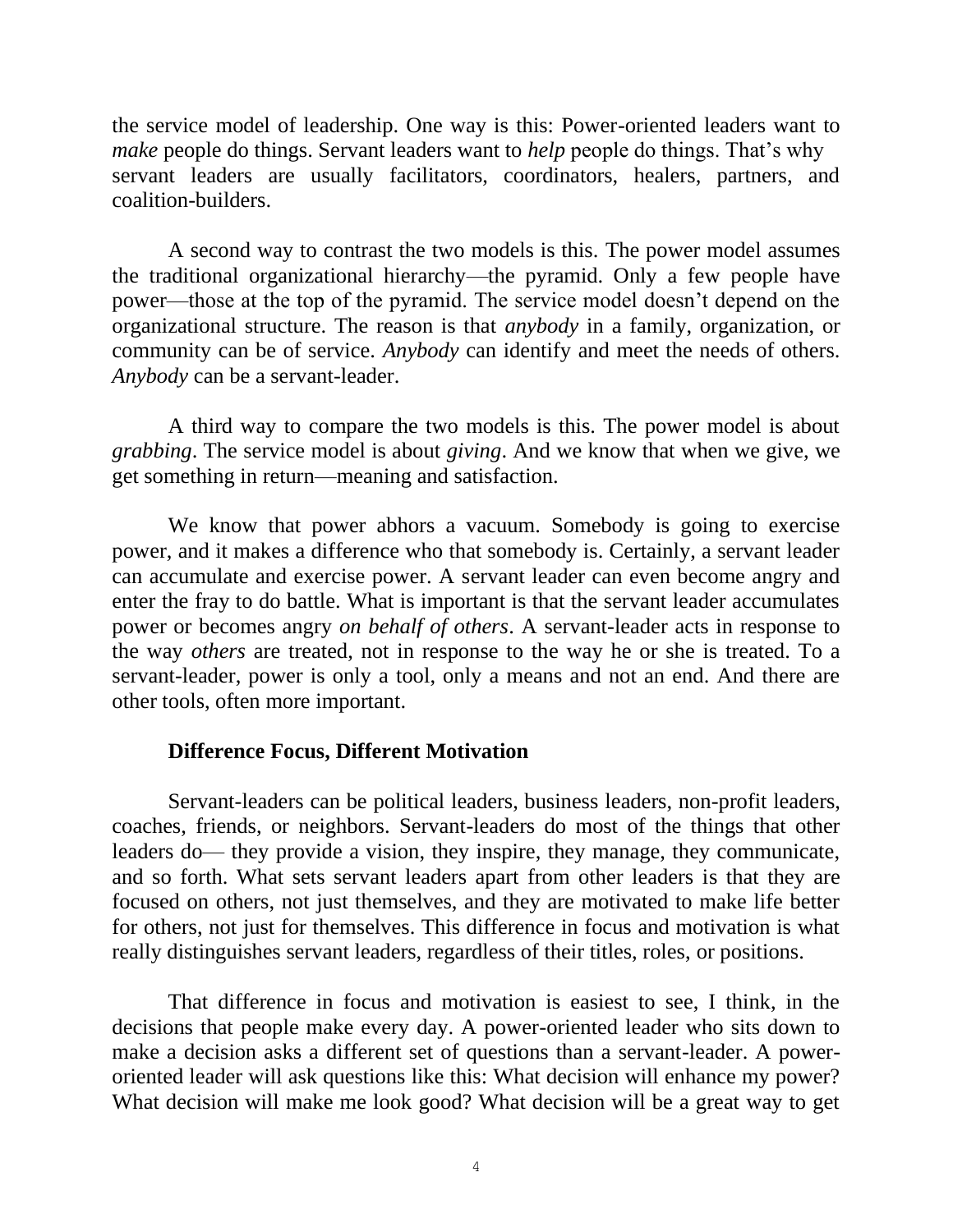the service model of leadership. One way is this: Power-oriented leaders want to *make* people do things. Servant leaders want to *help* people do things. That's why servant leaders are usually facilitators, coordinators, healers, partners, and coalition-builders.

A second way to contrast the two models is this. The power model assumes the traditional organizational hierarchy—the pyramid. Only a few people have power—those at the top of the pyramid. The service model doesn't depend on the organizational structure. The reason is that *anybody* in a family, organization, or community can be of service. *Anybody* can identify and meet the needs of others. *Anybody* can be a servant-leader.

A third way to compare the two models is this. The power model is about *grabbing*. The service model is about *giving*. And we know that when we give, we get something in return—meaning and satisfaction.

We know that power abhors a vacuum. Somebody is going to exercise power, and it makes a difference who that somebody is. Certainly, a servant leader can accumulate and exercise power. A servant leader can even become angry and enter the fray to do battle. What is important is that the servant leader accumulates power or becomes angry *on behalf of others*. A servant-leader acts in response to the way *others* are treated, not in response to the way he or she is treated. To a servant-leader, power is only a tool, only a means and not an end. And there are other tools, often more important.

**Difference Focus, Different Motivation**

Servant-leaders can be political leaders, business leaders, non-profit leaders, coaches, friends, or neighbors. Servant-leaders do most of the things that other leaders do— they provide a vision, they inspire, they manage, they communicate, and so forth. What sets servant leaders apart from other leaders is that they are focused on others, not just themselves, and they are motivated to make life better for others, not just for themselves. This difference in focus and motivation is what really distinguishes servant leaders, regardless of their titles, roles, or positions.

That difference in focus and motivation is easiest to see, I think, in the decisions that people make every day. A power-oriented leader who sits down to make a decision asks a different set of questions than a servant-leader. A power-oriented leader will ask questions like this: What decision will enhance my power? What decision will make me look good? What decision will be a great way to get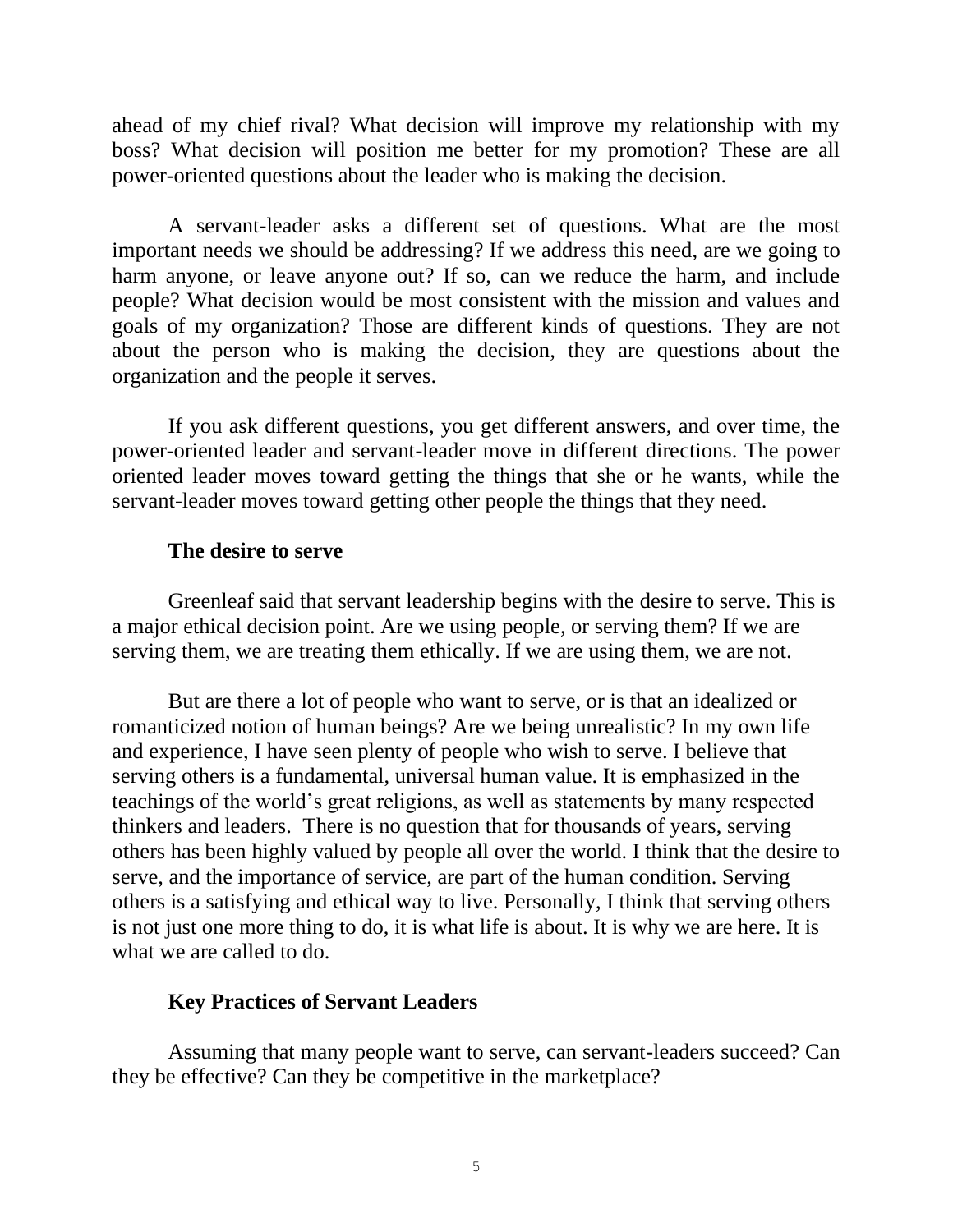ahead of my chief rival? What decision will improve my relationship with my boss? What decision will position me better for my promotion? These are all power-oriented questions about the leader who is making the decision.

A servant-leader asks a different set of questions. What are the most important needs we should be addressing? If we address this need, are we going to harm anyone, or leave anyone out? If so, can we reduce the harm, and include people? What decision would be most consistent with the mission and values and goals of my organization? Those are different kinds of questions. They are not about the person who is making the decision, they are questions about the organization and the people it serves.

If you ask different questions, you get different answers, and over time, the power-oriented leader and servant-leader move in different directions. The power oriented leader moves toward getting the things that she or he wants, while the servant-leader moves toward getting other people the things that they need.

### The desire to serve

Greenleaf said that servant leadership begins with the desire to serve. This is a major ethical decision point. Are we using people, or serving them? If we are serving them, we are treating them ethically. If we are using them, we are not.

But are there a lot of people who want to serve, or is that an idealized or romanticized notion of human beings? Are we being unrealistic? In my own life and experience, I have seen plenty of people who wish to serve. I believe that serving others is a fundamental, universal human value. It is emphasized in the teachings of the world's great religions, as well as statements by many respected thinkers and leaders. There is no question that for thousands of years, serving others has been highly valued by people all over the world. I think that the desire to serve, and the importance of service, are part of the human condition. Serving others is a satisfying and ethical way to live. Personally, I think that serving others is not just one more thing to do, it is what life is about. It is why we are here. It is what we are called to do.

### Key Practices of Servant Leaders

Assuming that many people want to serve, can servant-leaders succeed? Can they be effective? Can they be competitive in the marketplace?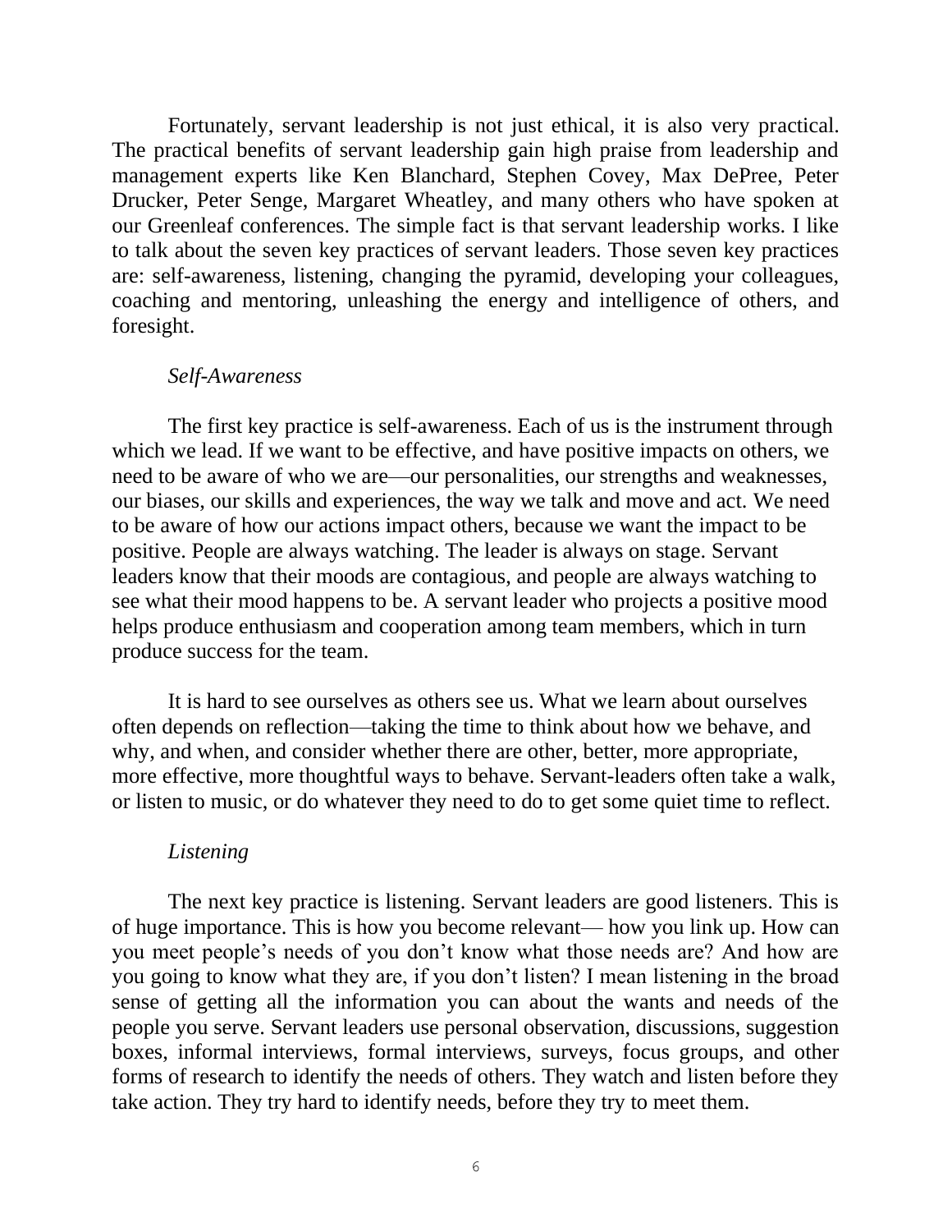Fortunately, servant leadership is not just ethical, it is also very practical. The practical benefits of servant leadership gain high praise from leadership and management experts like Ken Blanchard, Stephen Covey, Max DePree, Peter Drucker, Peter Senge, Margaret Wheatley, and many others who have spoken at our Greenleaf conferences. The simple fact is that servant leadership works. I like to talk about the seven key practices of servant leaders. Those seven key practices are: self-awareness, listening, changing the pyramid, developing your colleagues, coaching and mentoring, unleashing the energy and intelligence of others, and foresight.

*Self-Awareness*

The first key practice is self-awareness. Each of us is the instrument through which we lead. If we want to be effective, and have positive impacts on others, we need to be aware of who we are—our personalities, our strengths and weaknesses, our biases, our skills and experiences, the way we talk and move and act. We need to be aware of how our actions impact others, because we want the impact to be positive. People are always watching. The leader is always on stage. Servant leaders know that their moods are contagious, and people are always watching to see what their mood happens to be. A servant leader who projects a positive mood helps produce enthusiasm and cooperation among team members, which in turn produce success for the team.

It is hard to see ourselves as others see us. What we learn about ourselves often depends on reflection—taking the time to think about how we behave, and why, and when, and consider whether there are other, better, more appropriate, more effective, more thoughtful ways to behave. Servant-leaders often take a walk, or listen to music, or do whatever they need to do to get some quiet time to reflect.

*Listening*

The next key practice is listening. Servant leaders are good listeners. This is of huge importance. This is how you become relevant— how you link up. How can you meet people's needs of you don't know what those needs are? And how are you going to know what they are, if you don't listen? I mean listening in the broad sense of getting all the information you can about the wants and needs of the people you serve. Servant leaders use personal observation, discussions, suggestion boxes, informal interviews, formal interviews, surveys, focus groups, and other forms of research to identify the needs of others. They watch and listen before they take action. They try hard to identify needs, before they try to meet them.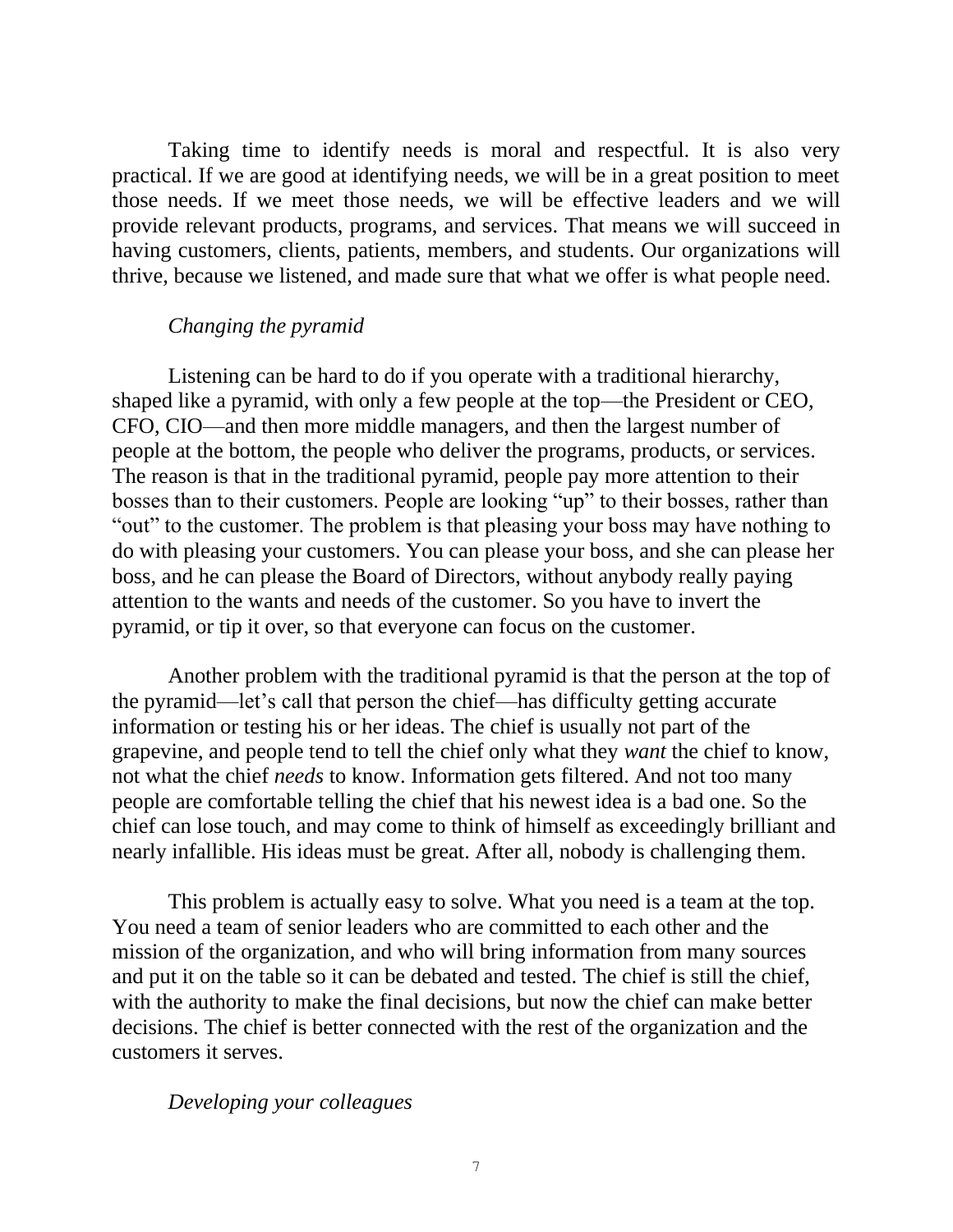Taking time to identify needs is moral and respectful. It is also very practical. If we are good at identifying needs, we will be in a great position to meet those needs. If we meet those needs, we will be effective leaders and we will provide relevant products, programs, and services. That means we will succeed in having customers, clients, patients, members, and students. Our organizations will thrive, because we listened, and made sure that what we offer is what people need.

*Changing the pyramid*

Listening can be hard to do if you operate with a traditional hierarchy, shaped like a pyramid, with only a few people at the top—the President or CEO, CFO, CIO—and then more middle managers, and then the largest number of people at the bottom, the people who deliver the programs, products, or services. The reason is that in the traditional pyramid, people pay more attention to their bosses than to their customers. People are looking "up" to their bosses, rather than "out" to the customer. The problem is that pleasing your boss may have nothing to do with pleasing your customers. You can please your boss, and she can please her boss, and he can please the Board of Directors, without anybody really paying attention to the wants and needs of the customer. So you have to invert the pyramid, or tip it over, so that everyone can focus on the customer.

Another problem with the traditional pyramid is that the person at the top of the pyramid—let's call that person the chief—has difficulty getting accurate information or testing his or her ideas. The chief is usually not part of the grapevine, and people tend to tell the chief only what they *want* the chief to know, not what the chief *needs* to know. Information gets filtered. And not too many people are comfortable telling the chief that his newest idea is a bad one. So the chief can lose touch, and may come to think of himself as exceedingly brilliant and nearly infallible. His ideas must be great. After all, nobody is challenging them.

This problem is actually easy to solve. What you need is a team at the top. You need a team of senior leaders who are committed to each other and the mission of the organization, and who will bring information from many sources and put it on the table so it can be debated and tested. The chief is still the chief, with the authority to make the final decisions, but now the chief can make better decisions. The chief is better connected with the rest of the organization and the customers it serves.

*Developing your colleagues*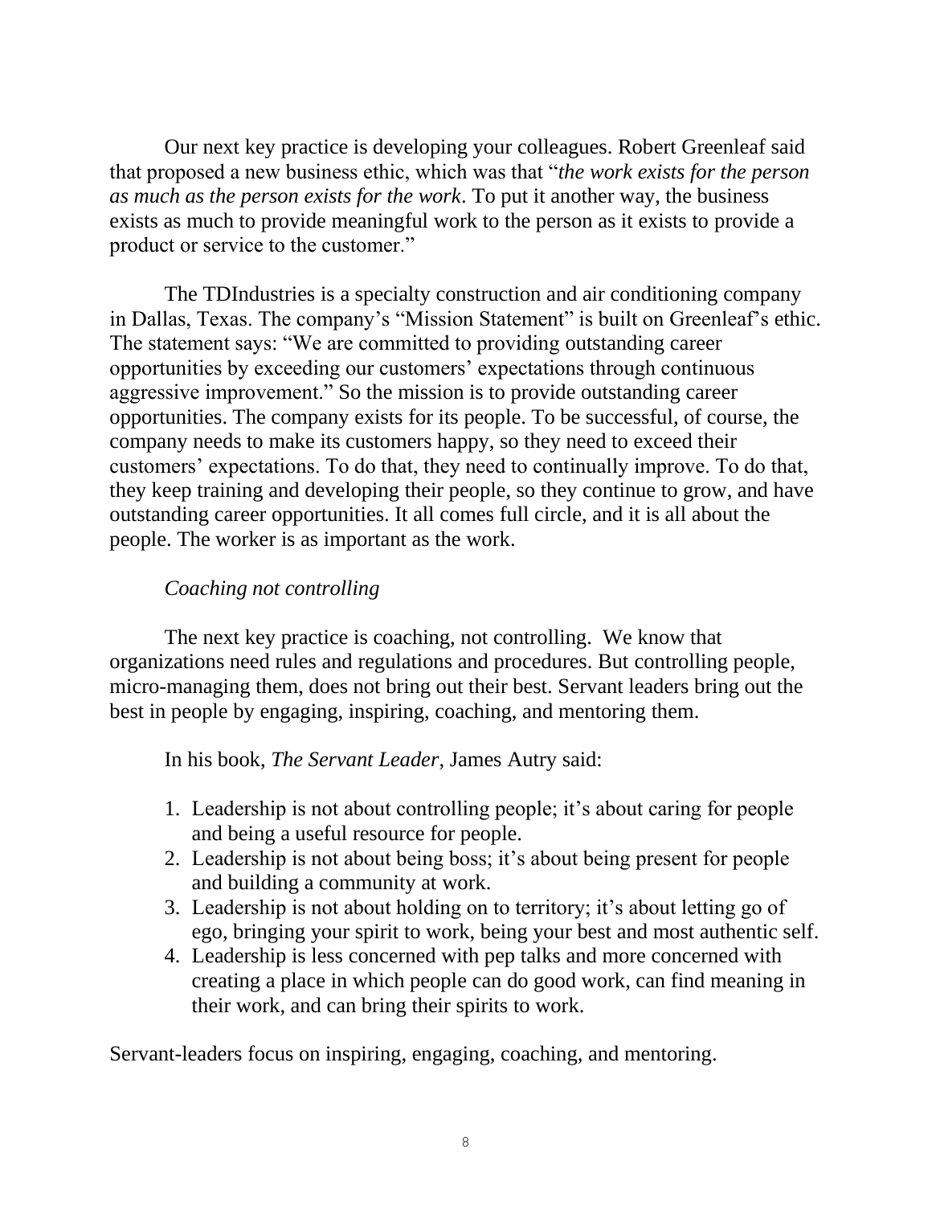Our next key practice is developing your colleagues. Robert Greenleaf said that proposed a new business ethic, which was that "*the work exists for the person as much as the person exists for the work*. To put it another way, the business exists as much to provide meaningful work to the person as it exists to provide a product or service to the customer."

The TDIndustries is a specialty construction and air conditioning company in Dallas, Texas. The company's "Mission Statement" is built on Greenleaf's ethic. The statement says: "We are committed to providing outstanding career opportunities by exceeding our customers' expectations through continuous aggressive improvement." So the mission is to provide outstanding career opportunities. The company exists for its people. To be successful, of course, the company needs to make its customers happy, so they need to exceed their customers' expectations. To do that, they need to continually improve. To do that, they keep training and developing their people, so they continue to grow, and have outstanding career opportunities. It all comes full circle, and it is all about the people. The worker is as important as the work.

*Coaching not controlling*

The next key practice is coaching, not controlling. We know that organizations need rules and regulations and procedures. But controlling people, micro-managing them, does not bring out their best. Servant leaders bring out the best in people by engaging, inspiring, coaching, and mentoring them.

In his book, *The Servant Leader,* James Autry said:

1. Leadership is not about controlling people; it's about caring for people and being a useful resource for people.
2. Leadership is not about being boss; it's about being present for people and building a community at work.
3. Leadership is not about holding on to territory; it's about letting go of ego, bringing your spirit to work, being your best and most authentic self.
4. Leadership is less concerned with pep talks and more concerned with creating a place in which people can do good work, can find meaning in their work, and can bring their spirits to work.

Servant-leaders focus on inspiring, engaging, coaching, and mentoring.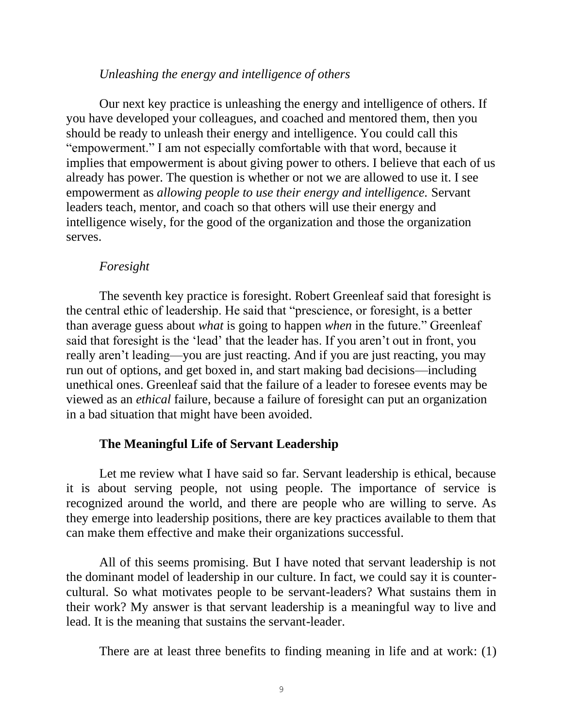*Unleashing the energy and intelligence of others*

Our next key practice is unleashing the energy and intelligence of others. If you have developed your colleagues, and coached and mentored them, then you should be ready to unleash their energy and intelligence. You could call this "empowerment." I am not especially comfortable with that word, because it implies that empowerment is about giving power to others. I believe that each of us already has power. The question is whether or not we are allowed to use it. I see empowerment as *allowing people to use their energy and intelligence.* Servant leaders teach, mentor, and coach so that others will use their energy and intelligence wisely, for the good of the organization and those the organization serves.

*Foresight*

The seventh key practice is foresight. Robert Greenleaf said that foresight is the central ethic of leadership. He said that "prescience, or foresight, is a better than average guess about *what* is going to happen *when* in the future." Greenleaf said that foresight is the 'lead' that the leader has. If you aren't out in front, you really aren't leading—you are just reacting. And if you are just reacting, you may run out of options, and get boxed in, and start making bad decisions—including unethical ones. Greenleaf said that the failure of a leader to foresee events may be viewed as an *ethical* failure, because a failure of foresight can put an organization in a bad situation that might have been avoided.

## The Meaningful Life of Servant Leadership

Let me review what I have said so far. Servant leadership is ethical, because it is about serving people, not using people. The importance of service is recognized around the world, and there are people who are willing to serve. As they emerge into leadership positions, there are key practices available to them that can make them effective and make their organizations successful.

All of this seems promising. But I have noted that servant leadership is not the dominant model of leadership in our culture. In fact, we could say it is counter-cultural. So what motivates people to be servant-leaders? What sustains them in their work? My answer is that servant leadership is a meaningful way to live and lead. It is the meaning that sustains the servant-leader.

There are at least three benefits to finding meaning in life and at work: (1)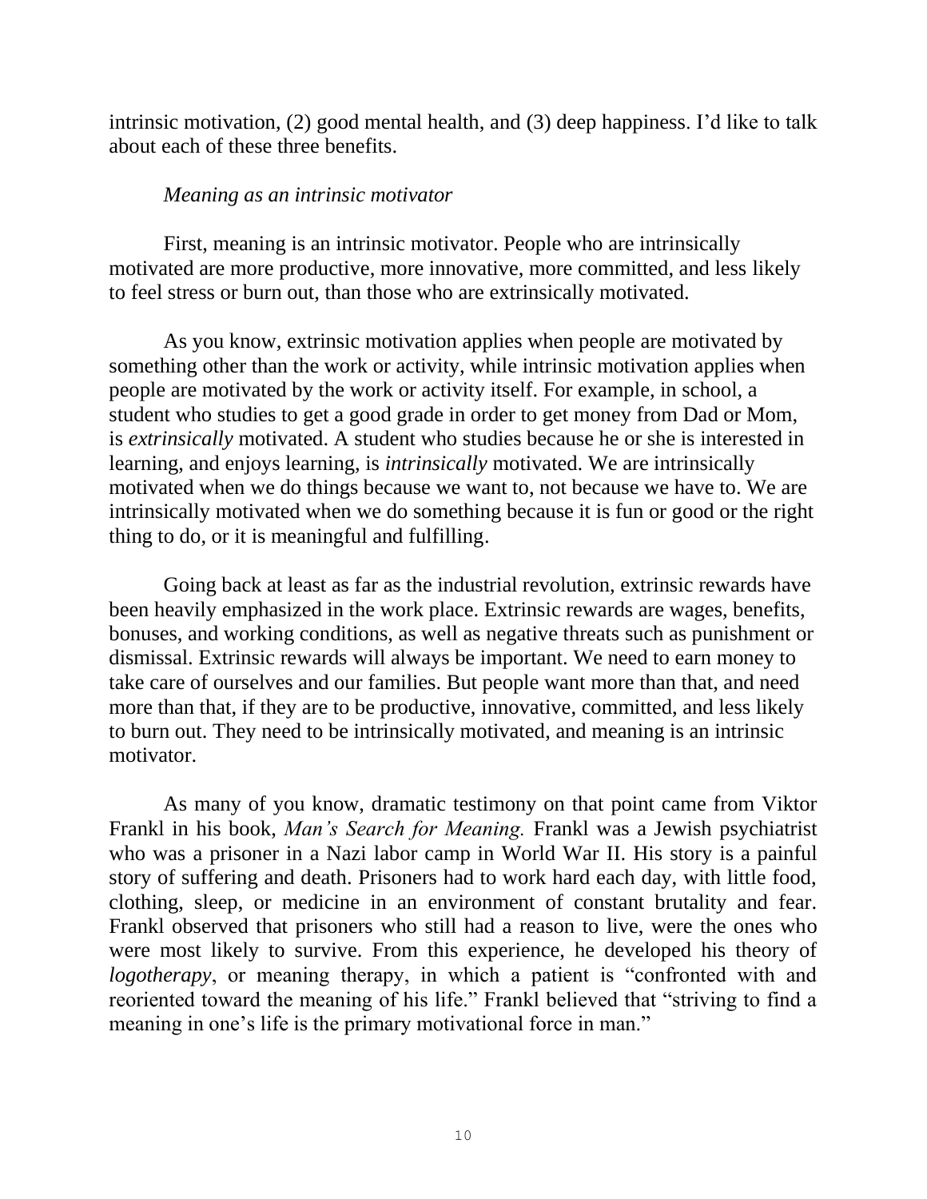intrinsic motivation, (2) good mental health, and (3) deep happiness. I'd like to talk about each of these three benefits.

*Meaning as an intrinsic motivator*

First, meaning is an intrinsic motivator. People who are intrinsically motivated are more productive, more innovative, more committed, and less likely to feel stress or burn out, than those who are extrinsically motivated.

As you know, extrinsic motivation applies when people are motivated by something other than the work or activity, while intrinsic motivation applies when people are motivated by the work or activity itself. For example, in school, a student who studies to get a good grade in order to get money from Dad or Mom, is *extrinsically* motivated. A student who studies because he or she is interested in learning, and enjoys learning, is *intrinsically* motivated. We are intrinsically motivated when we do things because we want to, not because we have to. We are intrinsically motivated when we do something because it is fun or good or the right thing to do, or it is meaningful and fulfilling.

Going back at least as far as the industrial revolution, extrinsic rewards have been heavily emphasized in the work place. Extrinsic rewards are wages, benefits, bonuses, and working conditions, as well as negative threats such as punishment or dismissal. Extrinsic rewards will always be important. We need to earn money to take care of ourselves and our families. But people want more than that, and need more than that, if they are to be productive, innovative, committed, and less likely to burn out. They need to be intrinsically motivated, and meaning is an intrinsic motivator.

As many of you know, dramatic testimony on that point came from Viktor Frankl in his book, *Man's Search for Meaning.* Frankl was a Jewish psychiatrist who was a prisoner in a Nazi labor camp in World War II. His story is a painful story of suffering and death. Prisoners had to work hard each day, with little food, clothing, sleep, or medicine in an environment of constant brutality and fear. Frankl observed that prisoners who still had a reason to live, were the ones who were most likely to survive. From this experience, he developed his theory of *logotherapy*, or meaning therapy, in which a patient is "confronted with and reoriented toward the meaning of his life." Frankl believed that "striving to find a meaning in one's life is the primary motivational force in man."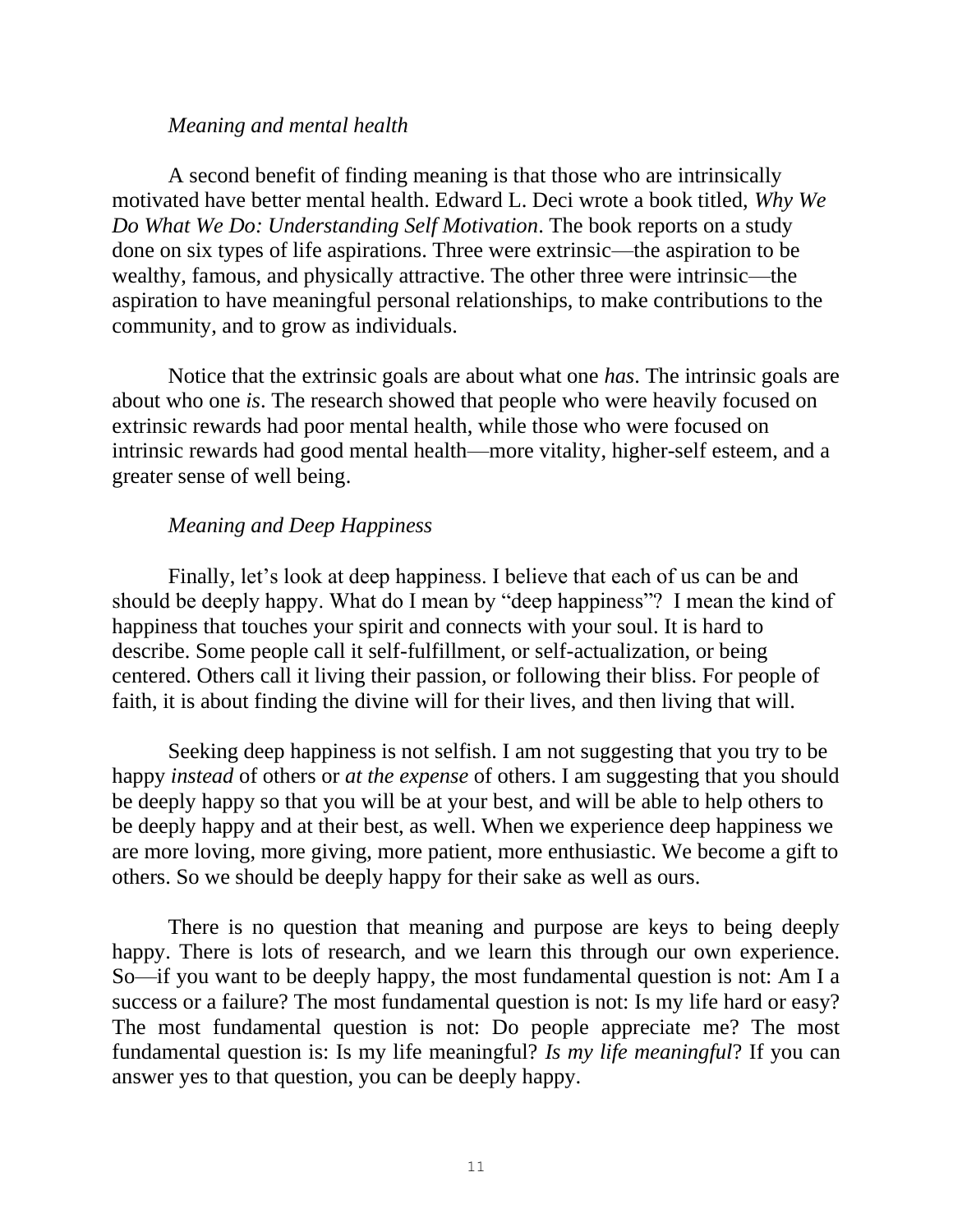### *Meaning and mental health*

A second benefit of finding meaning is that those who are intrinsically motivated have better mental health. Edward L. Deci wrote a book titled, *Why We Do What We Do: Understanding Self Motivation*. The book reports on a study done on six types of life aspirations. Three were extrinsic—the aspiration to be wealthy, famous, and physically attractive. The other three were intrinsic—the aspiration to have meaningful personal relationships, to make contributions to the community, and to grow as individuals.

Notice that the extrinsic goals are about what one *has*. The intrinsic goals are about who one *is*. The research showed that people who were heavily focused on extrinsic rewards had poor mental health, while those who were focused on intrinsic rewards had good mental health—more vitality, higher-self esteem, and a greater sense of well being.

### *Meaning and Deep Happiness*

Finally, let's look at deep happiness. I believe that each of us can be and should be deeply happy. What do I mean by "deep happiness"? I mean the kind of happiness that touches your spirit and connects with your soul. It is hard to describe. Some people call it self-fulfillment, or self-actualization, or being centered. Others call it living their passion, or following their bliss. For people of faith, it is about finding the divine will for their lives, and then living that will.

Seeking deep happiness is not selfish. I am not suggesting that you try to be happy *instead* of others or *at the expense* of others. I am suggesting that you should be deeply happy so that you will be at your best, and will be able to help others to be deeply happy and at their best, as well. When we experience deep happiness we are more loving, more giving, more patient, more enthusiastic. We become a gift to others. So we should be deeply happy for their sake as well as ours.

There is no question that meaning and purpose are keys to being deeply happy. There is lots of research, and we learn this through our own experience. So—if you want to be deeply happy, the most fundamental question is not: Am I a success or a failure? The most fundamental question is not: Is my life hard or easy? The most fundamental question is not: Do people appreciate me? The most fundamental question is: Is my life meaningful? *Is my life meaningful*? If you can answer yes to that question, you can be deeply happy.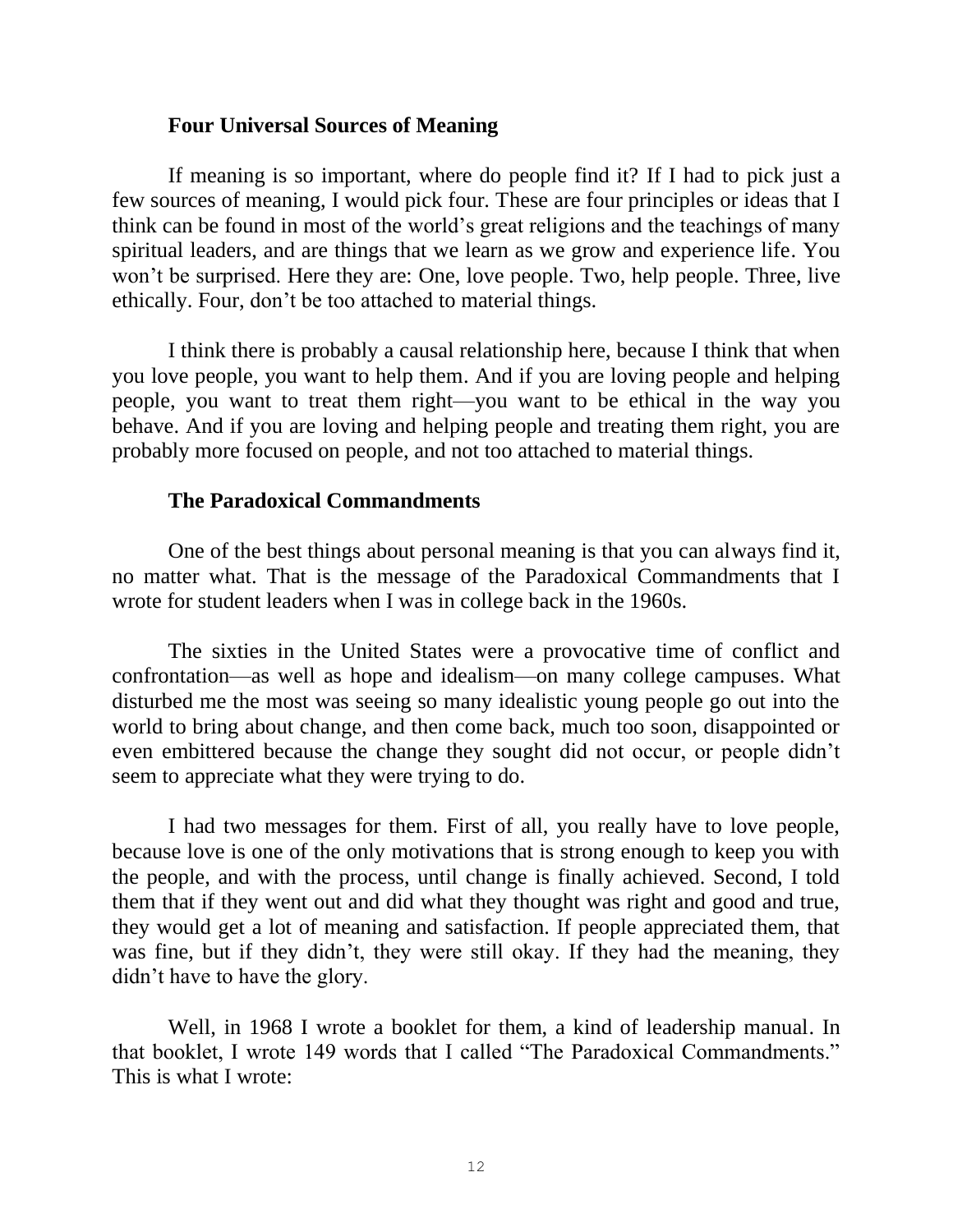## Four Universal Sources of Meaning

If meaning is so important, where do people find it? If I had to pick just a few sources of meaning, I would pick four. These are four principles or ideas that I think can be found in most of the world's great religions and the teachings of many spiritual leaders, and are things that we learn as we grow and experience life. You won't be surprised. Here they are: One, love people. Two, help people. Three, live ethically. Four, don't be too attached to material things.

I think there is probably a causal relationship here, because I think that when you love people, you want to help them. And if you are loving people and helping people, you want to treat them right—you want to be ethical in the way you behave. And if you are loving and helping people and treating them right, you are probably more focused on people, and not too attached to material things.

## The Paradoxical Commandments

One of the best things about personal meaning is that you can always find it, no matter what. That is the message of the Paradoxical Commandments that I wrote for student leaders when I was in college back in the 1960s.

The sixties in the United States were a provocative time of conflict and confrontation—as well as hope and idealism—on many college campuses. What disturbed me the most was seeing so many idealistic young people go out into the world to bring about change, and then come back, much too soon, disappointed or even embittered because the change they sought did not occur, or people didn't seem to appreciate what they were trying to do.

I had two messages for them. First of all, you really have to love people, because love is one of the only motivations that is strong enough to keep you with the people, and with the process, until change is finally achieved. Second, I told them that if they went out and did what they thought was right and good and true, they would get a lot of meaning and satisfaction. If people appreciated them, that was fine, but if they didn't, they were still okay. If they had the meaning, they didn't have to have the glory.

Well, in 1968 I wrote a booklet for them, a kind of leadership manual. In that booklet, I wrote 149 words that I called "The Paradoxical Commandments." This is what I wrote: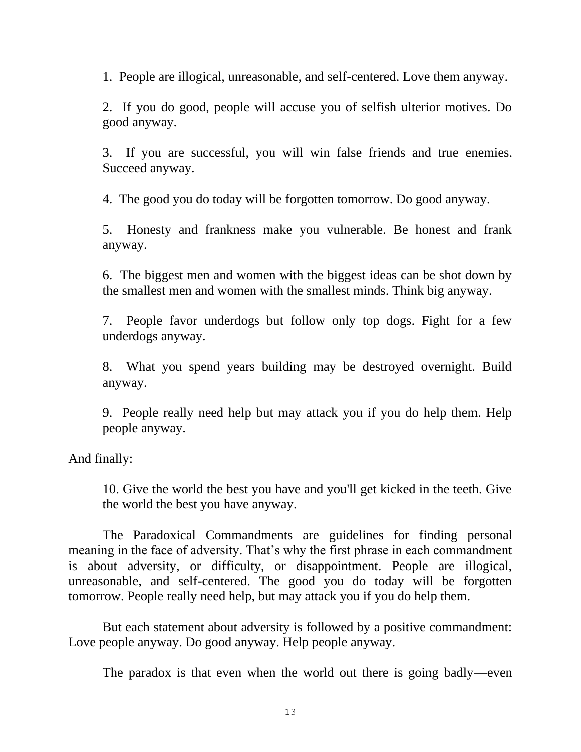1. People are illogical, unreasonable, and self-centered. Love them anyway.

2. If you do good, people will accuse you of selfish ulterior motives. Do good anyway.

3. If you are successful, you will win false friends and true enemies. Succeed anyway.

4. The good you do today will be forgotten tomorrow. Do good anyway.

5. Honesty and frankness make you vulnerable. Be honest and frank anyway.

6. The biggest men and women with the biggest ideas can be shot down by the smallest men and women with the smallest minds. Think big anyway.

7. People favor underdogs but follow only top dogs. Fight for a few underdogs anyway.

8. What you spend years building may be destroyed overnight. Build anyway.

9. People really need help but may attack you if you do help them. Help people anyway.

And finally:

10. Give the world the best you have and you'll get kicked in the teeth. Give the world the best you have anyway.

The Paradoxical Commandments are guidelines for finding personal meaning in the face of adversity. That's why the first phrase in each commandment is about adversity, or difficulty, or disappointment. People are illogical, unreasonable, and self-centered. The good you do today will be forgotten tomorrow. People really need help, but may attack you if you do help them.

But each statement about adversity is followed by a positive commandment: Love people anyway. Do good anyway. Help people anyway.

The paradox is that even when the world out there is going badly—even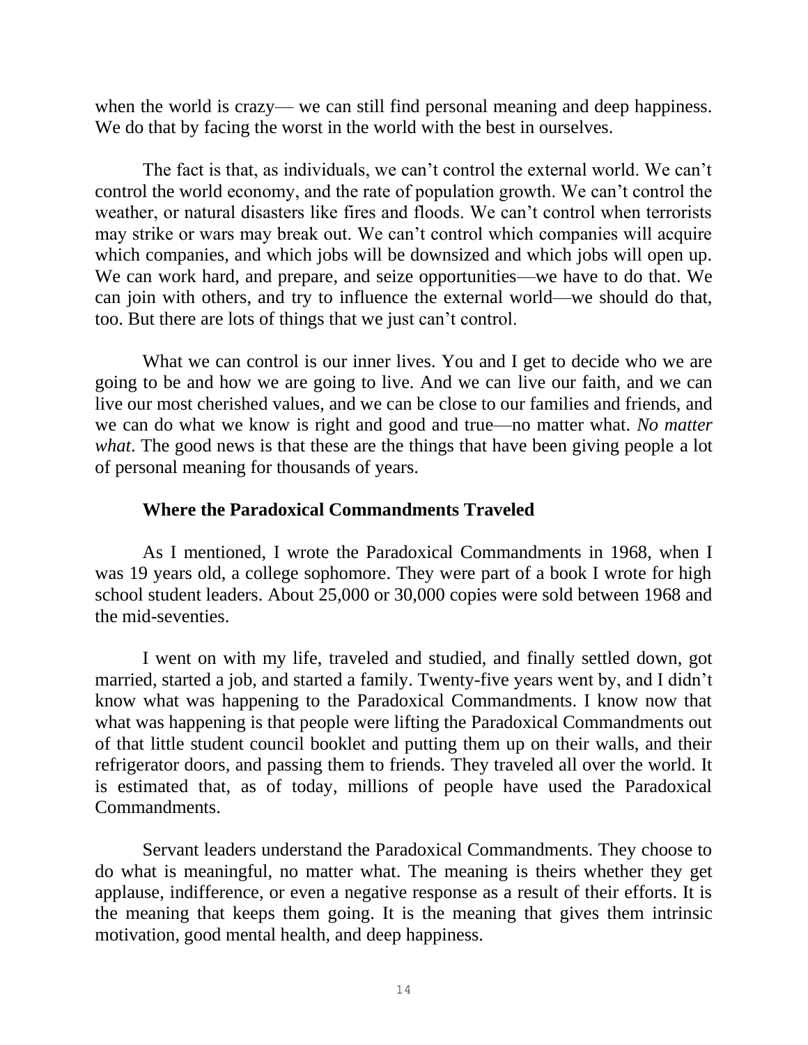when the world is crazy— we can still find personal meaning and deep happiness. We do that by facing the worst in the world with the best in ourselves.

The fact is that, as individuals, we can't control the external world. We can't control the world economy, and the rate of population growth. We can't control the weather, or natural disasters like fires and floods. We can't control when terrorists may strike or wars may break out. We can't control which companies will acquire which companies, and which jobs will be downsized and which jobs will open up. We can work hard, and prepare, and seize opportunities—we have to do that. We can join with others, and try to influence the external world—we should do that, too. But there are lots of things that we just can't control.

What we can control is our inner lives. You and I get to decide who we are going to be and how we are going to live. And we can live our faith, and we can live our most cherished values, and we can be close to our families and friends, and we can do what we know is right and good and true—no matter what. *No matter what*. The good news is that these are the things that have been giving people a lot of personal meaning for thousands of years.

### Where the Paradoxical Commandments Traveled

As I mentioned, I wrote the Paradoxical Commandments in 1968, when I was 19 years old, a college sophomore. They were part of a book I wrote for high school student leaders. About 25,000 or 30,000 copies were sold between 1968 and the mid-seventies.

I went on with my life, traveled and studied, and finally settled down, got married, started a job, and started a family. Twenty-five years went by, and I didn't know what was happening to the Paradoxical Commandments. I know now that what was happening is that people were lifting the Paradoxical Commandments out of that little student council booklet and putting them up on their walls, and their refrigerator doors, and passing them to friends. They traveled all over the world. It is estimated that, as of today, millions of people have used the Paradoxical Commandments.

Servant leaders understand the Paradoxical Commandments. They choose to do what is meaningful, no matter what. The meaning is theirs whether they get applause, indifference, or even a negative response as a result of their efforts. It is the meaning that keeps them going. It is the meaning that gives them intrinsic motivation, good mental health, and deep happiness.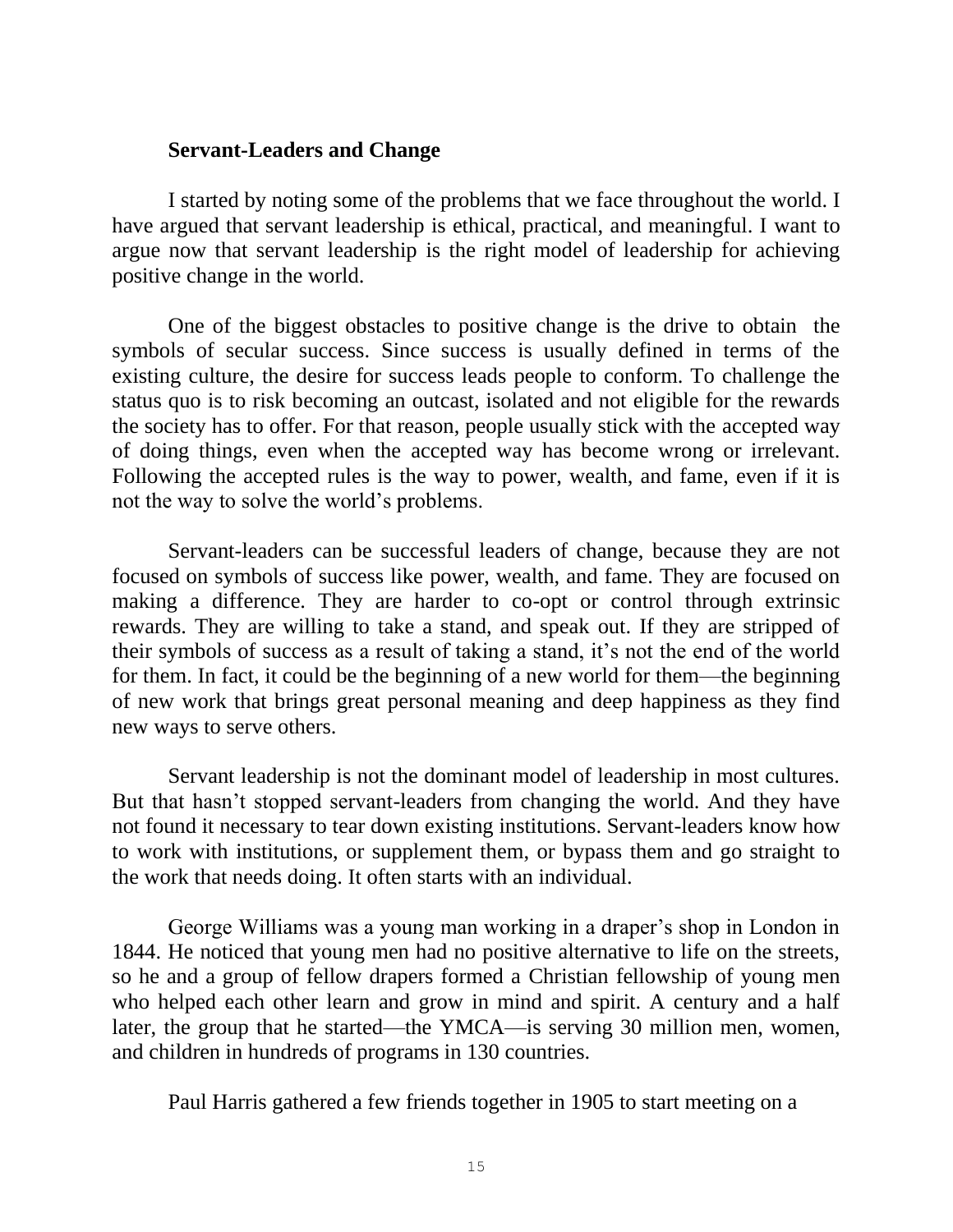**Servant-Leaders and Change**

I started by noting some of the problems that we face throughout the world. I have argued that servant leadership is ethical, practical, and meaningful. I want to argue now that servant leadership is the right model of leadership for achieving positive change in the world.

One of the biggest obstacles to positive change is the drive to obtain the symbols of secular success. Since success is usually defined in terms of the existing culture, the desire for success leads people to conform. To challenge the status quo is to risk becoming an outcast, isolated and not eligible for the rewards the society has to offer. For that reason, people usually stick with the accepted way of doing things, even when the accepted way has become wrong or irrelevant. Following the accepted rules is the way to power, wealth, and fame, even if it is not the way to solve the world's problems.

Servant-leaders can be successful leaders of change, because they are not focused on symbols of success like power, wealth, and fame. They are focused on making a difference. They are harder to co-opt or control through extrinsic rewards. They are willing to take a stand, and speak out. If they are stripped of their symbols of success as a result of taking a stand, it's not the end of the world for them. In fact, it could be the beginning of a new world for them—the beginning of new work that brings great personal meaning and deep happiness as they find new ways to serve others.

Servant leadership is not the dominant model of leadership in most cultures. But that hasn't stopped servant-leaders from changing the world. And they have not found it necessary to tear down existing institutions. Servant-leaders know how to work with institutions, or supplement them, or bypass them and go straight to the work that needs doing. It often starts with an individual.

George Williams was a young man working in a draper's shop in London in 1844. He noticed that young men had no positive alternative to life on the streets, so he and a group of fellow drapers formed a Christian fellowship of young men who helped each other learn and grow in mind and spirit. A century and a half later, the group that he started—the YMCA—is serving 30 million men, women, and children in hundreds of programs in 130 countries.

Paul Harris gathered a few friends together in 1905 to start meeting on a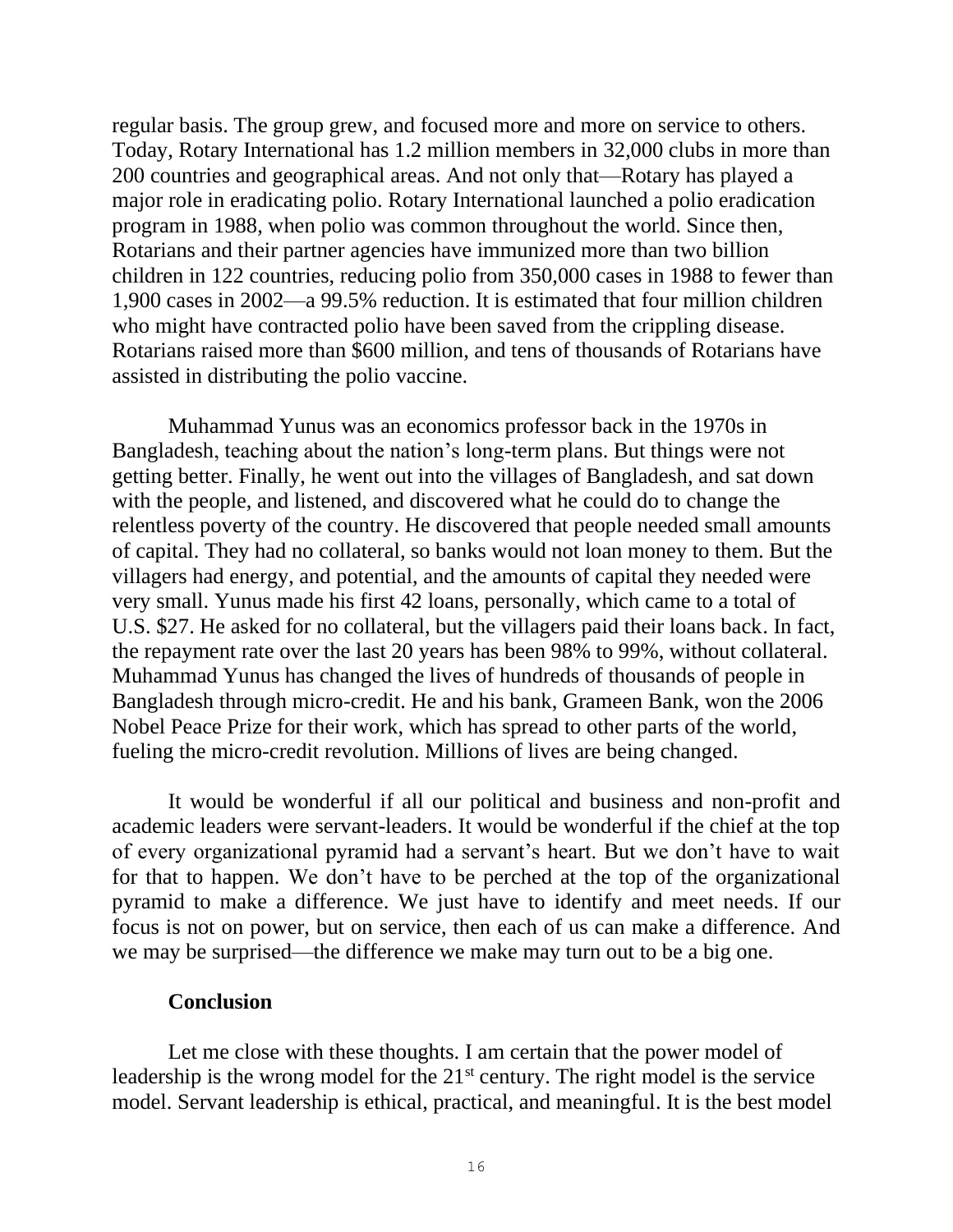regular basis. The group grew, and focused more and more on service to others. Today, Rotary International has 1.2 million members in 32,000 clubs in more than 200 countries and geographical areas. And not only that—Rotary has played a major role in eradicating polio. Rotary International launched a polio eradication program in 1988, when polio was common throughout the world. Since then, Rotarians and their partner agencies have immunized more than two billion children in 122 countries, reducing polio from 350,000 cases in 1988 to fewer than 1,900 cases in 2002—a 99.5% reduction. It is estimated that four million children who might have contracted polio have been saved from the crippling disease. Rotarians raised more than $600 million, and tens of thousands of Rotarians have assisted in distributing the polio vaccine.

Muhammad Yunus was an economics professor back in the 1970s in Bangladesh, teaching about the nation's long-term plans. But things were not getting better. Finally, he went out into the villages of Bangladesh, and sat down with the people, and listened, and discovered what he could do to change the relentless poverty of the country. He discovered that people needed small amounts of capital. They had no collateral, so banks would not loan money to them. But the villagers had energy, and potential, and the amounts of capital they needed were very small. Yunus made his first 42 loans, personally, which came to a total of U.S. $27. He asked for no collateral, but the villagers paid their loans back. In fact, the repayment rate over the last 20 years has been 98% to 99%, without collateral. Muhammad Yunus has changed the lives of hundreds of thousands of people in Bangladesh through micro-credit. He and his bank, Grameen Bank, won the 2006 Nobel Peace Prize for their work, which has spread to other parts of the world, fueling the micro-credit revolution. Millions of lives are being changed.

It would be wonderful if all our political and business and non-profit and academic leaders were servant-leaders. It would be wonderful if the chief at the top of every organizational pyramid had a servant's heart. But we don't have to wait for that to happen. We don't have to be perched at the top of the organizational pyramid to make a difference. We just have to identify and meet needs. If our focus is not on power, but on service, then each of us can make a difference. And we may be surprised—the difference we make may turn out to be a big one.

**Conclusion**

Let me close with these thoughts. I am certain that the power model of leadership is the wrong model for the 21st century. The right model is the service model. Servant leadership is ethical, practical, and meaningful. It is the best model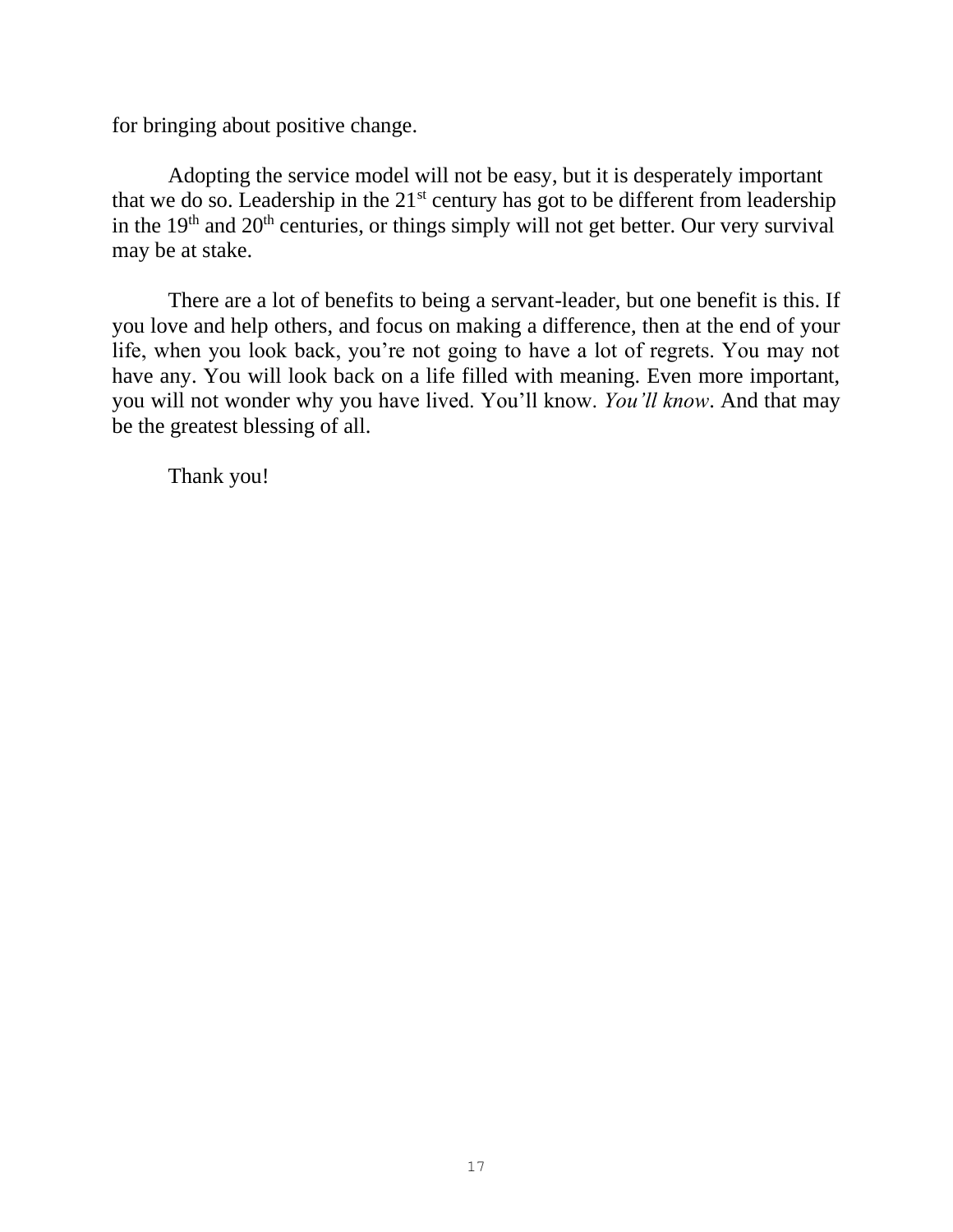for bringing about positive change.

Adopting the service model will not be easy, but it is desperately important that we do so. Leadership in the 21st century has got to be different from leadership in the 19th and 20th centuries, or things simply will not get better. Our very survival may be at stake.

There are a lot of benefits to being a servant-leader, but one benefit is this. If you love and help others, and focus on making a difference, then at the end of your life, when you look back, you're not going to have a lot of regrets. You may not have any. You will look back on a life filled with meaning. Even more important, you will not wonder why you have lived. You'll know. *You'll know*. And that may be the greatest blessing of all.

Thank you!